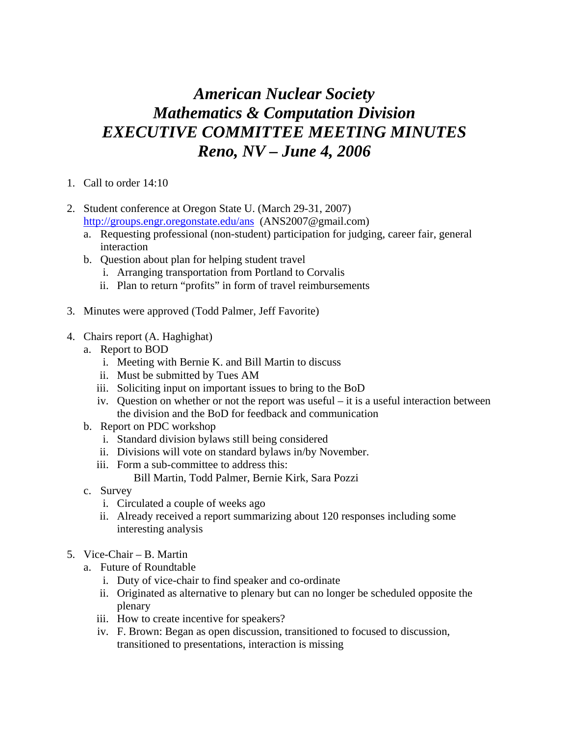# *American Nuclear Society*
# *Mathematics & Computation Division*
# *EXECUTIVE COMMITTEE MEETING MINUTES*
# *Reno, NV – June 4, 2006*

1. Call to order 14:10

2. Student conference at Oregon State U. (March 29-31, 2007)
   [http://groups.engr.oregonstate.edu/ans](http://groups.engr.oregonstate.edu/ans) (ANS2007@gmail.com)
   a. Requesting professional (non-student) participation for judging, career fair, general interaction
   b. Question about plan for helping student travel
      i. Arranging transportation from Portland to Corvalis
      ii. Plan to return "profits" in form of travel reimbursements

3. Minutes were approved (Todd Palmer, Jeff Favorite)

4. Chairs report (A. Haghighat)
   a. Report to BOD
      i. Meeting with Bernie K. and Bill Martin to discuss
      ii. Must be submitted by Tues AM
      iii. Soliciting input on important issues to bring to the BoD
      iv. Question on whether or not the report was useful – it is a useful interaction between the division and the BoD for feedback and communication
   b. Report on PDC workshop
      i. Standard division bylaws still being considered
      ii. Divisions will vote on standard bylaws in/by November.
      iii. Form a sub-committee to address this:
         Bill Martin, Todd Palmer, Bernie Kirk, Sara Pozzi
   c. Survey
      i. Circulated a couple of weeks ago
      ii. Already received a report summarizing about 120 responses including some interesting analysis

5. Vice-Chair – B. Martin
   a. Future of Roundtable
      i. Duty of vice-chair to find speaker and co-ordinate
      ii. Originated as alternative to plenary but can no longer be scheduled opposite the plenary
      iii. How to create incentive for speakers?
      iv. F. Brown: Began as open discussion, transitioned to focused to discussion, transitioned to presentations, interaction is missing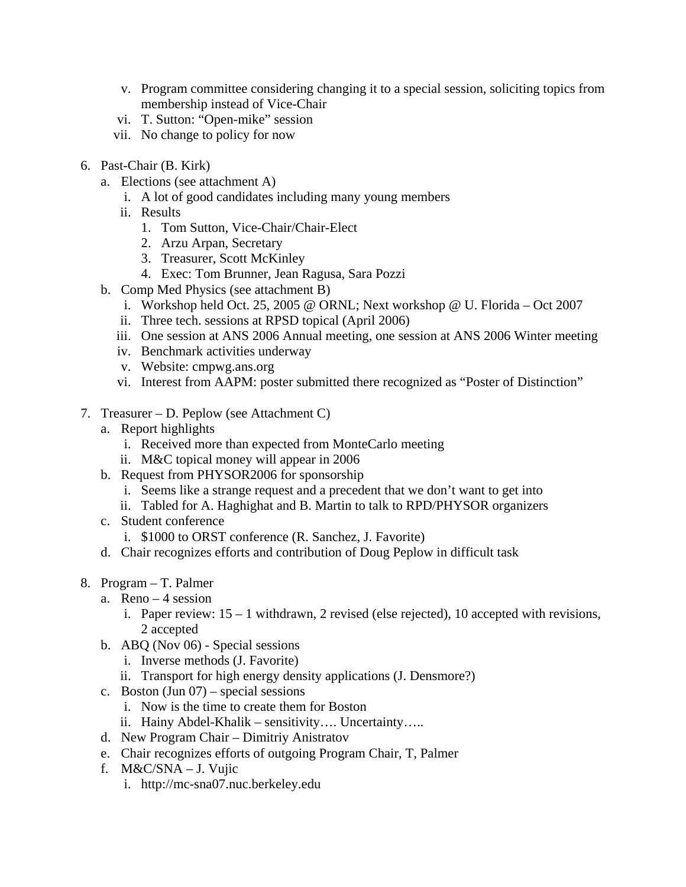v. Program committee considering changing it to a special session, soliciting topics from membership instead of Vice-Chair
vi. T. Sutton: "Open-mike" session
vii. No change to policy for now

6. Past-Chair (B. Kirk)
   a. Elections (see attachment A)
      i. A lot of good candidates including many young members
      ii. Results
         1. Tom Sutton, Vice-Chair/Chair-Elect
         2. Arzu Arpan, Secretary
         3. Treasurer, Scott McKinley
         4. Exec: Tom Brunner, Jean Ragusa, Sara Pozzi
   b. Comp Med Physics (see attachment B)
      i. Workshop held Oct. 25, 2005 @ ORNL; Next workshop @ U. Florida – Oct 2007
      ii. Three tech. sessions at RPSD topical (April 2006)
      iii. One session at ANS 2006 Annual meeting, one session at ANS 2006 Winter meeting
      iv. Benchmark activities underway
      v. Website: cmpwg.ans.org
      vi. Interest from AAPM: poster submitted there recognized as "Poster of Distinction"

7. Treasurer – D. Peplow (see Attachment C)
   a. Report highlights
      i. Received more than expected from MonteCarlo meeting
      ii. M&C topical money will appear in 2006
   b. Request from PHYSOR2006 for sponsorship
      i. Seems like a strange request and a precedent that we don't want to get into
      ii. Tabled for A. Haghighat and B. Martin to talk to RPD/PHYSOR organizers
   c. Student conference
      i. $1000 to ORST conference (R. Sanchez, J. Favorite)
   d. Chair recognizes efforts and contribution of Doug Peplow in difficult task

8. Program – T. Palmer
   a. Reno – 4 session
      i. Paper review: 15 – 1 withdrawn, 2 revised (else rejected), 10 accepted with revisions, 2 accepted
   b. ABQ (Nov 06) - Special sessions
      i. Inverse methods (J. Favorite)
      ii. Transport for high energy density applications (J. Densmore?)
   c. Boston (Jun 07) – special sessions
      i. Now is the time to create them for Boston
      ii. Hainy Abdel-Khalik – sensitivity…. Uncertainty…..
   d. New Program Chair – Dimitriy Anistratov
   e. Chair recognizes efforts of outgoing Program Chair, T, Palmer
   f. M&C/SNA – J. Vujic
      i. http://mc-sna07.nuc.berkeley.edu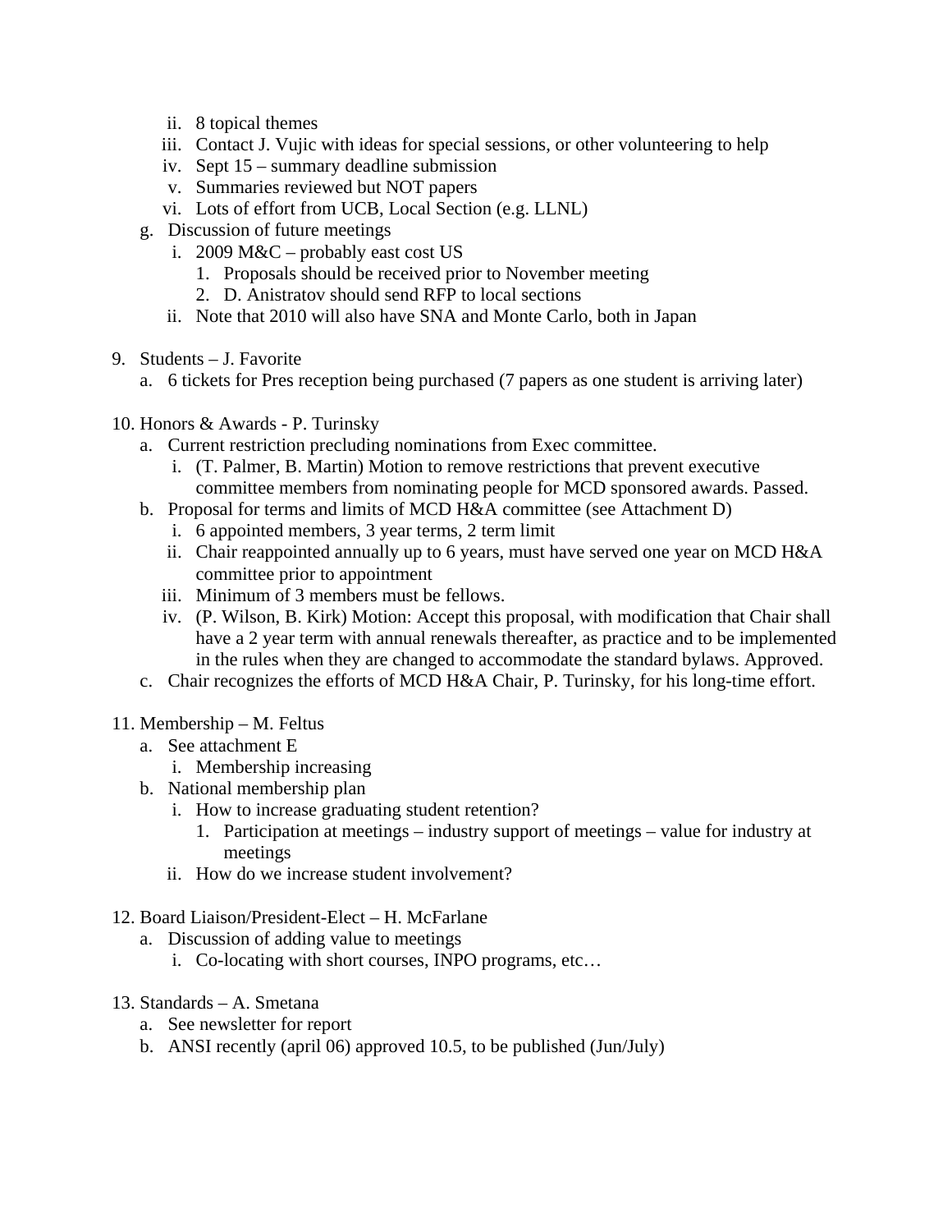ii. 8 topical themes
   iii. Contact J. Vujic with ideas for special sessions, or other volunteering to help
   iv. Sept 15 – summary deadline submission
   v. Summaries reviewed but NOT papers
   vi. Lots of effort from UCB, Local Section (e.g. LLNL)

g. Discussion of future meetings
   i. 2009 M&C – probably east cost US
      1. Proposals should be received prior to November meeting
      2. D. Anistratov should send RFP to local sections
   ii. Note that 2010 will also have SNA and Monte Carlo, both in Japan

9. Students – J. Favorite
   a. 6 tickets for Pres reception being purchased (7 papers as one student is arriving later)

10. Honors & Awards - P. Turinsky
    a. Current restriction precluding nominations from Exec committee.
       i. (T. Palmer, B. Martin) Motion to remove restrictions that prevent executive committee members from nominating people for MCD sponsored awards. Passed.
    b. Proposal for terms and limits of MCD H&A committee (see Attachment D)
       i. 6 appointed members, 3 year terms, 2 term limit
       ii. Chair reappointed annually up to 6 years, must have served one year on MCD H&A committee prior to appointment
       iii. Minimum of 3 members must be fellows.
       iv. (P. Wilson, B. Kirk) Motion: Accept this proposal, with modification that Chair shall have a 2 year term with annual renewals thereafter, as practice and to be implemented in the rules when they are changed to accommodate the standard bylaws. Approved.
    c. Chair recognizes the efforts of MCD H&A Chair, P. Turinsky, for his long-time effort.

11. Membership – M. Feltus
    a. See attachment E
       i. Membership increasing
    b. National membership plan
       i. How to increase graduating student retention?
          1. Participation at meetings – industry support of meetings – value for industry at meetings
       ii. How do we increase student involvement?

12. Board Liaison/President-Elect – H. McFarlane
    a. Discussion of adding value to meetings
       i. Co-locating with short courses, INPO programs, etc…

13. Standards – A. Smetana
    a. See newsletter for report
    b. ANSI recently (april 06) approved 10.5, to be published (Jun/July)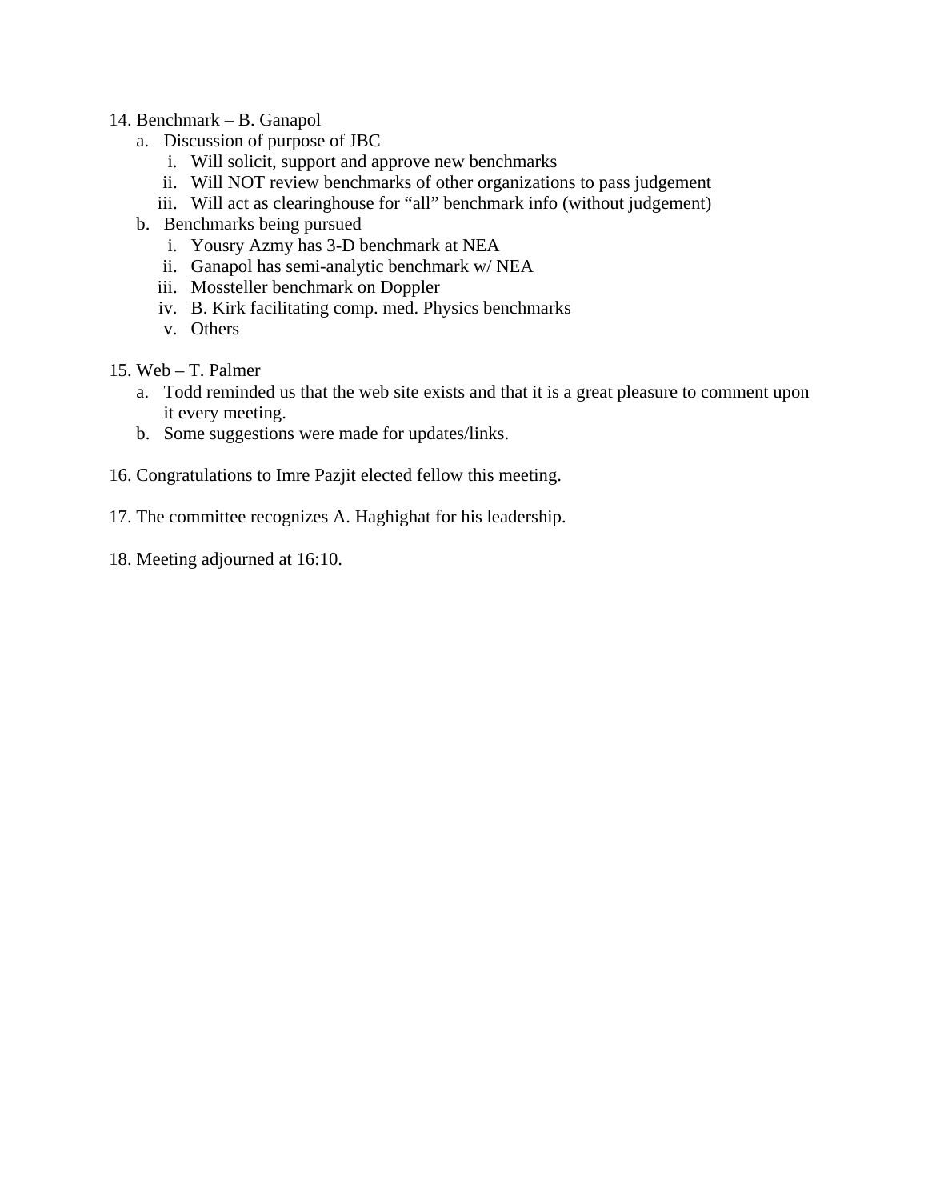14. Benchmark – B. Ganapol
    a. Discussion of purpose of JBC
        i. Will solicit, support and approve new benchmarks
        ii. Will NOT review benchmarks of other organizations to pass judgement
        iii. Will act as clearinghouse for “all” benchmark info (without judgement)
    b. Benchmarks being pursued
        i. Yousry Azmy has 3-D benchmark at NEA
        ii. Ganapol has semi-analytic benchmark w/ NEA
        iii. Mossteller benchmark on Doppler
        iv. B. Kirk facilitating comp. med. Physics benchmarks
        v. Others

15. Web – T. Palmer
    a. Todd reminded us that the web site exists and that it is a great pleasure to comment upon it every meeting.
    b. Some suggestions were made for updates/links.

16. Congratulations to Imre Pazjit elected fellow this meeting.

17. The committee recognizes A. Haghighat for his leadership.

18. Meeting adjourned at 16:10.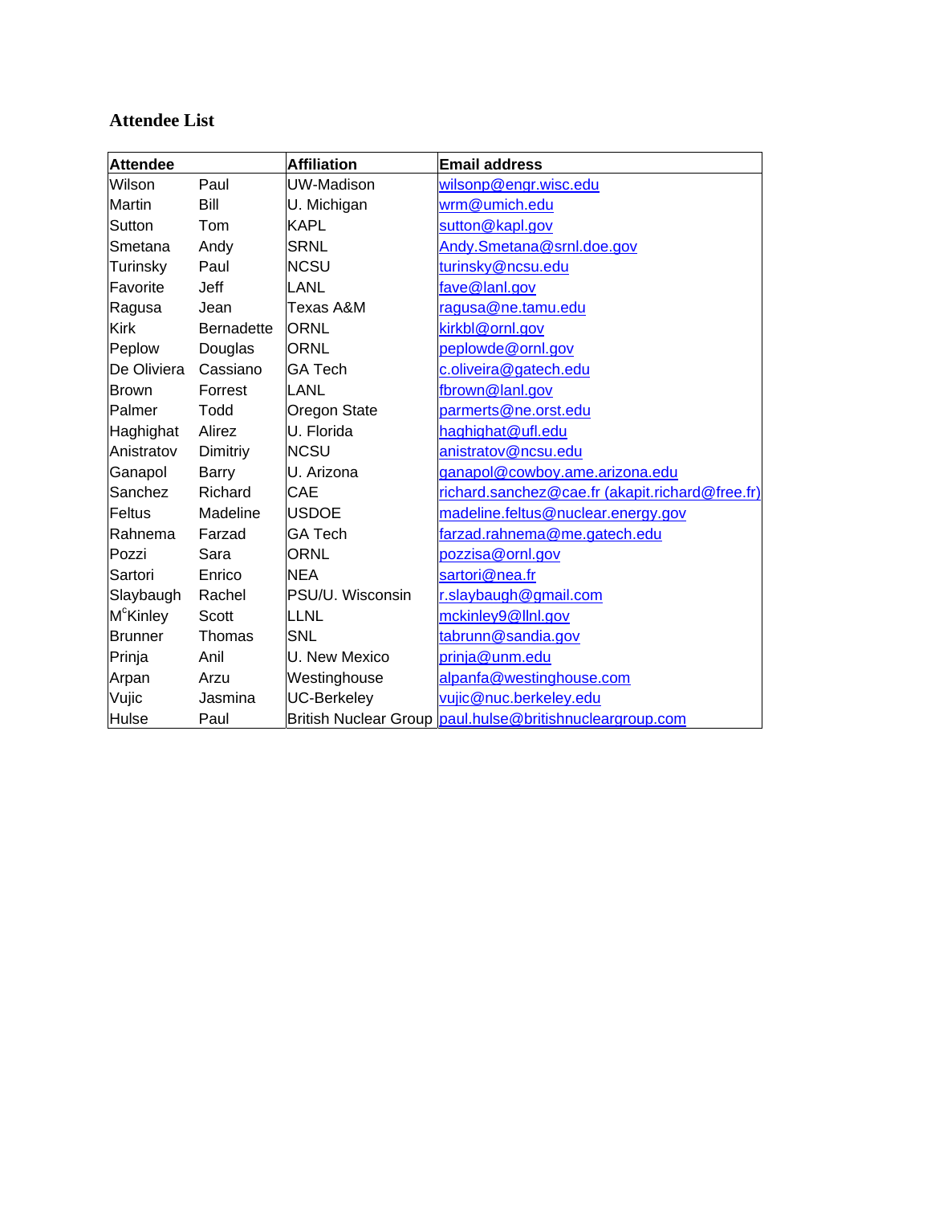### Attendee List

| Attendee | | Affiliation | Email address |
|---|---|---|---|
| Wilson | Paul | UW-Madison | wilsonp@engr.wisc.edu |
| Martin | Bill | U. Michigan | wrm@umich.edu |
| Sutton | Tom | KAPL | sutton@kapl.gov |
| Smetana | Andy | SRNL | Andy.Smetana@srnl.doe.gov |
| Turinsky | Paul | NCSU | turinsky@ncsu.edu |
| Favorite | Jeff | LANL | fave@lanl.gov |
| Ragusa | Jean | Texas A&M | ragusa@ne.tamu.edu |
| Kirk | Bernadette | ORNL | kirkbl@ornl.gov |
| Peplow | Douglas | ORNL | peplowde@ornl.gov |
| De Oliviera | Cassiano | GA Tech | c.oliveira@gatech.edu |
| Brown | Forrest | LANL | fbrown@lanl.gov |
| Palmer | Todd | Oregon State | parmerts@ne.orst.edu |
| Haghighat | Alirez | U. Florida | haghighat@ufl.edu |
| Anistratov | Dimitriy | NCSU | anistratov@ncsu.edu |
| Ganapol | Barry | U. Arizona | ganapol@cowboy.ame.arizona.edu |
| Sanchez | Richard | CAE | richard.sanchez@cae.fr (akapit.richard@free.fr) |
| Feltus | Madeline | USDOE | madeline.feltus@nuclear.energy.gov |
| Rahnema | Farzad | GA Tech | farzad.rahnema@me.gatech.edu |
| Pozzi | Sara | ORNL | pozzisa@ornl.gov |
| Sartori | Enrico | NEA | sartori@nea.fr |
| Slaybaugh | Rachel | PSU/U. Wisconsin | r.slaybaugh@gmail.com |
| M[c]Kinley | Scott | LLNL | mckinley9@llnl.gov |
| Brunner | Thomas | SNL | tabrunn@sandia.gov |
| Prinja | Anil | U. New Mexico | prinja@unm.edu |
| Arpan | Arzu | Westinghouse | alpanfa@westinghouse.com |
| Vujic | Jasmina | UC-Berkeley | vujic@nuc.berkeley.edu |
| Hulse | Paul | British Nuclear Group | paul.hulse@britishnucleargroup.com |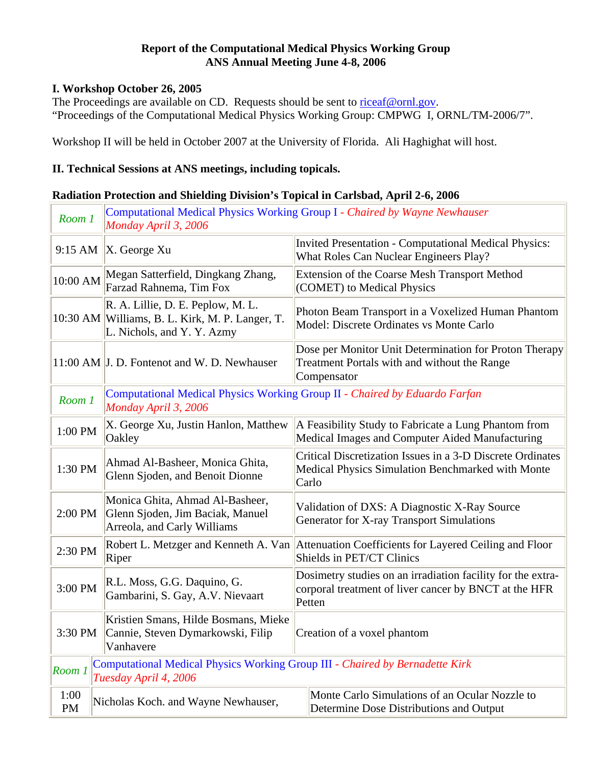**Report of the Computational Medical Physics Working Group**
**ANS Annual Meeting June 4-8, 2006**

**I. Workshop October 26, 2005**
The Proceedings are available on CD. Requests should be sent to riceaf@ornl.gov.
"Proceedings of the Computational Medical Physics Working Group: CMPWG I, ORNL/TM-2006/7".

Workshop II will be held in October 2007 at the University of Florida. Ali Haghighat will host.

**II. Technical Sessions at ANS meetings, including topicals.**

**Radiation Protection and Shielding Division's Topical in Carlsbad, April 2-6, 2006**

| | | |
|---|---|---|
| *Room 1* | Computational Medical Physics Working Group I - *Chaired by Wayne Newhauser* *Monday April 3, 2006* | |
| 9:15 AM | X. George Xu | Invited Presentation - Computational Medical Physics: What Roles Can Nuclear Engineers Play? |
| 10:00 AM | Megan Satterfield, Dingkang Zhang, Farzad Rahnema, Tim Fox | Extension of the Coarse Mesh Transport Method (COMET) to Medical Physics |
| 10:30 AM | R. A. Lillie, D. E. Peplow, M. L. Williams, B. L. Kirk, M. P. Langer, T. L. Nichols, and Y. Y. Azmy | Photon Beam Transport in a Voxelized Human Phantom Model: Discrete Ordinates vs Monte Carlo |
| 11:00 AM | J. D. Fontenot and W. D. Newhauser | Dose per Monitor Unit Determination for Proton Therapy Treatment Portals with and without the Range Compensator |
| *Room 1* | Computational Medical Physics Working Group II - *Chaired by Eduardo Farfan* *Monday April 3, 2006* | |
| 1:00 PM | X. George Xu, Justin Hanlon, Matthew Oakley | A Feasibility Study to Fabricate a Lung Phantom from Medical Images and Computer Aided Manufacturing |
| 1:30 PM | Ahmad Al-Basheer, Monica Ghita, Glenn Sjoden, and Benoit Dionne | Critical Discretization Issues in a 3-D Discrete Ordinates Medical Physics Simulation Benchmarked with Monte Carlo |
| 2:00 PM | Monica Ghita, Ahmad Al-Basheer, Glenn Sjoden, Jim Baciak, Manuel Arreola, and Carly Williams | Validation of DXS: A Diagnostic X-Ray Source Generator for X-ray Transport Simulations |
| 2:30 PM | Robert L. Metzger and Kenneth A. Van Riper | Attenuation Coefficients for Layered Ceiling and Floor Shields in PET/CT Clinics |
| 3:00 PM | R.L. Moss, G.G. Daquino, G. Gambarini, S. Gay, A.V. Nievaart | Dosimetry studies on an irradiation facility for the extra-corporal treatment of liver cancer by BNCT at the HFR Petten |
| 3:30 PM | Kristien Smans, Hilde Bosmans, Mieke Cannie, Steven Dymarkowski, Filip Vanhavere | Creation of a voxel phantom |
| *Room 1* | Computational Medical Physics Working Group III - *Chaired by Bernadette Kirk* *Tuesday April 4, 2006* | |
| 1:00 PM | Nicholas Koch. and Wayne Newhauser, | Monte Carlo Simulations of an Ocular Nozzle to Determine Dose Distributions and Output |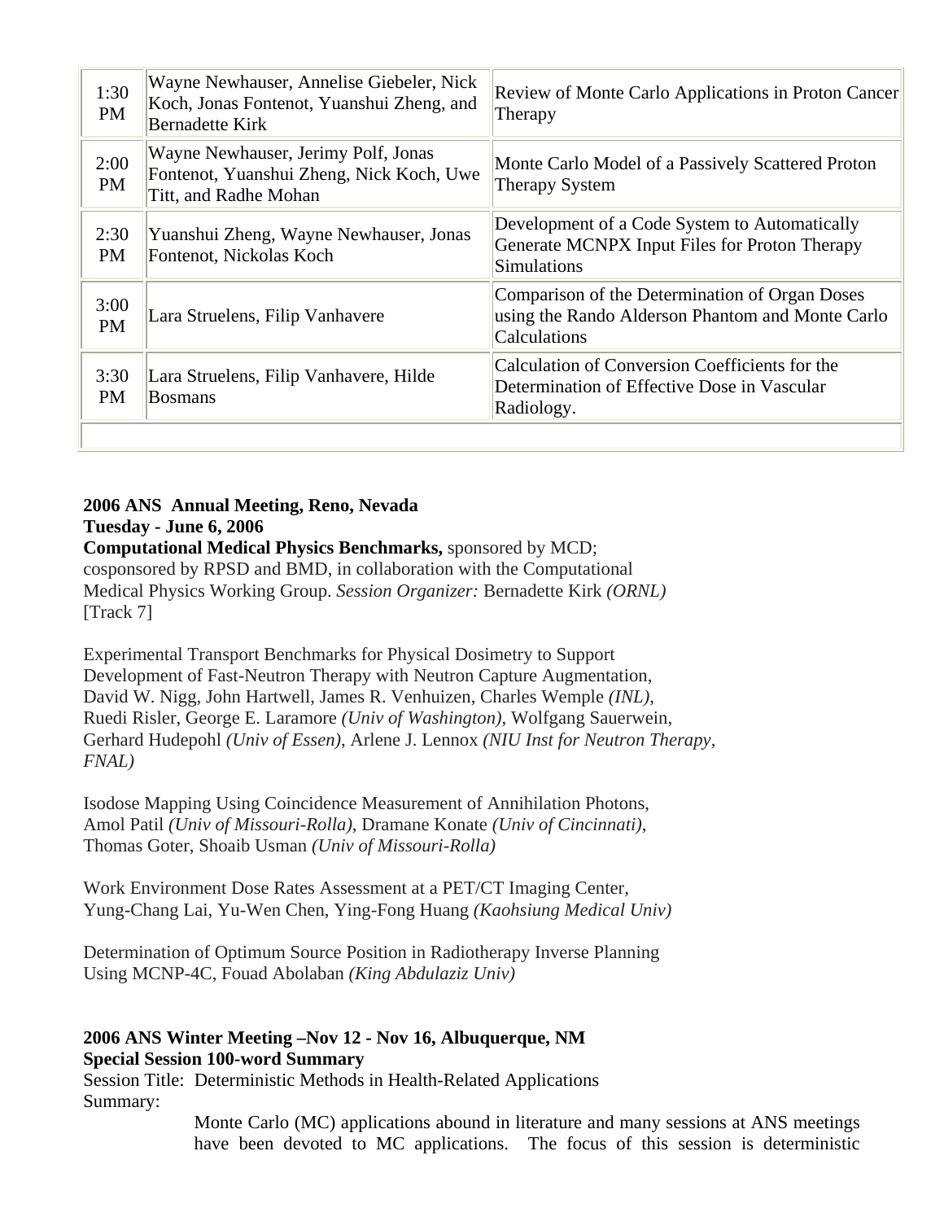| Time | Authors | Title |
|---|---|---|
| 1:30 PM | Wayne Newhauser, Annelise Giebeler, Nick Koch, Jonas Fontenot, Yuanshui Zheng, and Bernadette Kirk | Review of Monte Carlo Applications in Proton Cancer Therapy |
| 2:00 PM | Wayne Newhauser, Jerimy Polf, Jonas Fontenot, Yuanshui Zheng, Nick Koch, Uwe Titt, and Radhe Mohan | Monte Carlo Model of a Passively Scattered Proton Therapy System |
| 2:30 PM | Yuanshui Zheng, Wayne Newhauser, Jonas Fontenot, Nickolas Koch | Development of a Code System to Automatically Generate MCNPX Input Files for Proton Therapy Simulations |
| 3:00 PM | Lara Struelens, Filip Vanhavere | Comparison of the Determination of Organ Doses using the Rando Alderson Phantom and Monte Carlo Calculations |
| 3:30 PM | Lara Struelens, Filip Vanhavere, Hilde Bosmans | Calculation of Conversion Coefficients for the Determination of Effective Dose in Vascular Radiology. |
| | | |

**2006 ANS Annual Meeting, Reno, Nevada**
**Tuesday - June 6, 2006**
**Computational Medical Physics Benchmarks,** sponsored by MCD; cosponsored by RPSD and BMD, in collaboration with the Computational Medical Physics Working Group. *Session Organizer:* Bernadette Kirk *(ORNL)* [Track 7]

Experimental Transport Benchmarks for Physical Dosimetry to Support Development of Fast-Neutron Therapy with Neutron Capture Augmentation, David W. Nigg, John Hartwell, James R. Venhuizen, Charles Wemple *(INL)*, Ruedi Risler, George E. Laramore *(Univ of Washington)*, Wolfgang Sauerwein, Gerhard Hudepohl *(Univ of Essen)*, Arlene J. Lennox *(NIU Inst for Neutron Therapy, FNAL)*

Isodose Mapping Using Coincidence Measurement of Annihilation Photons, Amol Patil *(Univ of Missouri-Rolla)*, Dramane Konate *(Univ of Cincinnati)*, Thomas Goter, Shoaib Usman *(Univ of Missouri-Rolla)*

Work Environment Dose Rates Assessment at a PET/CT Imaging Center, Yung-Chang Lai, Yu-Wen Chen, Ying-Fong Huang *(Kaohsiung Medical Univ)*

Determination of Optimum Source Position in Radiotherapy Inverse Planning Using MCNP-4C, Fouad Abolaban *(King Abdulaziz Univ)*

**2006 ANS Winter Meeting –Nov 12 - Nov 16, Albuquerque, NM**
**Special Session 100-word Summary**
Session Title: Deterministic Methods in Health-Related Applications
Summary:

> Monte Carlo (MC) applications abound in literature and many sessions at ANS meetings have been devoted to MC applications. The focus of this session is deterministic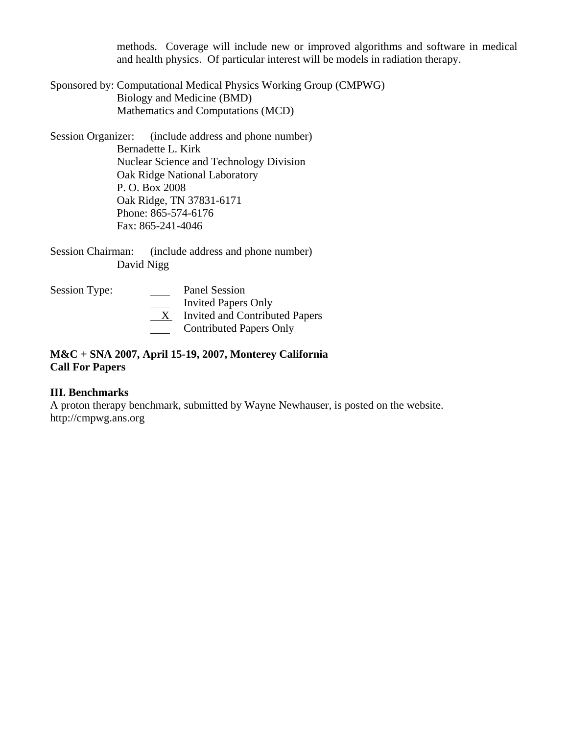methods. Coverage will include new or improved algorithms and software in medical and health physics. Of particular interest will be models in radiation therapy.

Sponsored by: Computational Medical Physics Working Group (CMPWG)
Biology and Medicine (BMD)
Mathematics and Computations (MCD)

Session Organizer: (include address and phone number)
Bernadette L. Kirk
Nuclear Science and Technology Division
Oak Ridge National Laboratory
P. O. Box 2008
Oak Ridge, TN 37831-6171
Phone: 865-574-6176
Fax: 865-241-4046

Session Chairman: (include address and phone number)
David Nigg

Session Type:
\_\_\_\_ Panel Session
\_\_\_\_ Invited Papers Only
\_\_X\_\_ Invited and Contributed Papers
\_\_\_\_ Contributed Papers Only

**M&C + SNA 2007, April 15-19, 2007, Monterey California**
**Call For Papers**

**III. Benchmarks**

A proton therapy benchmark, submitted by Wayne Newhauser, is posted on the website.
http://cmpwg.ans.org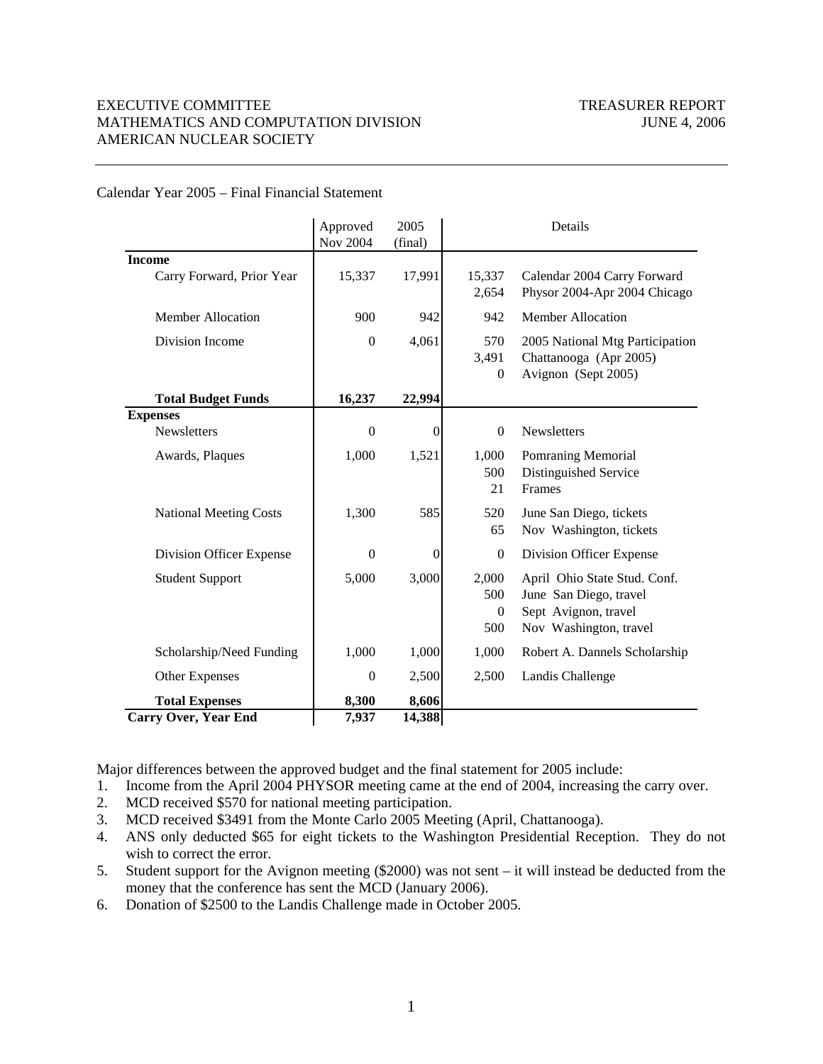EXECUTIVE COMMITTEE
MATHEMATICS AND COMPUTATION DIVISION
AMERICAN NUCLEAR SOCIETY

TREASURER REPORT
JUNE 4, 2006

Calendar Year 2005 – Final Financial Statement

| | Approved Nov 2004 | 2005 (final) | Details | |
|---|---|---|---|---|
| **Income** | | | | |
| Carry Forward, Prior Year | 15,337 | 17,991 | 15,337 | Calendar 2004 Carry Forward |
| | | | 2,654 | Physor 2004-Apr 2004 Chicago |
| Member Allocation | 900 | 942 | 942 | Member Allocation |
| Division Income | 0 | 4,061 | 570 | 2005 National Mtg Participation |
| | | | 3,491 | Chattanooga (Apr 2005) |
| | | | 0 | Avignon (Sept 2005) |
| **Total Budget Funds** | **16,237** | **22,994** | | |
| **Expenses** | | | | |
| Newsletters | 0 | 0 | 0 | Newsletters |
| Awards, Plaques | 1,000 | 1,521 | 1,000 | Pomraning Memorial |
| | | | 500 | Distinguished Service |
| | | | 21 | Frames |
| National Meeting Costs | 1,300 | 585 | 520 | June San Diego, tickets |
| | | | 65 | Nov Washington, tickets |
| Division Officer Expense | 0 | 0 | 0 | Division Officer Expense |
| Student Support | 5,000 | 3,000 | 2,000 | April Ohio State Stud. Conf. |
| | | | 500 | June San Diego, travel |
| | | | 0 | Sept Avignon, travel |
| | | | 500 | Nov Washington, travel |
| Scholarship/Need Funding | 1,000 | 1,000 | 1,000 | Robert A. Dannels Scholarship |
| Other Expenses | 0 | 2,500 | 2,500 | Landis Challenge |
| **Total Expenses** | **8,300** | **8,606** | | |
| **Carry Over, Year End** | **7,937** | **14,388** | | |

Major differences between the approved budget and the final statement for 2005 include:

1. Income from the April 2004 PHYSOR meeting came at the end of 2004, increasing the carry over.
2. MCD received $570 for national meeting participation.
3. MCD received $3491 from the Monte Carlo 2005 Meeting (April, Chattanooga).
4. ANS only deducted $65 for eight tickets to the Washington Presidential Reception. They do not wish to correct the error.
5. Student support for the Avignon meeting ($2000) was not sent – it will instead be deducted from the money that the conference has sent the MCD (January 2006).
6. Donation of $2500 to the Landis Challenge made in October 2005.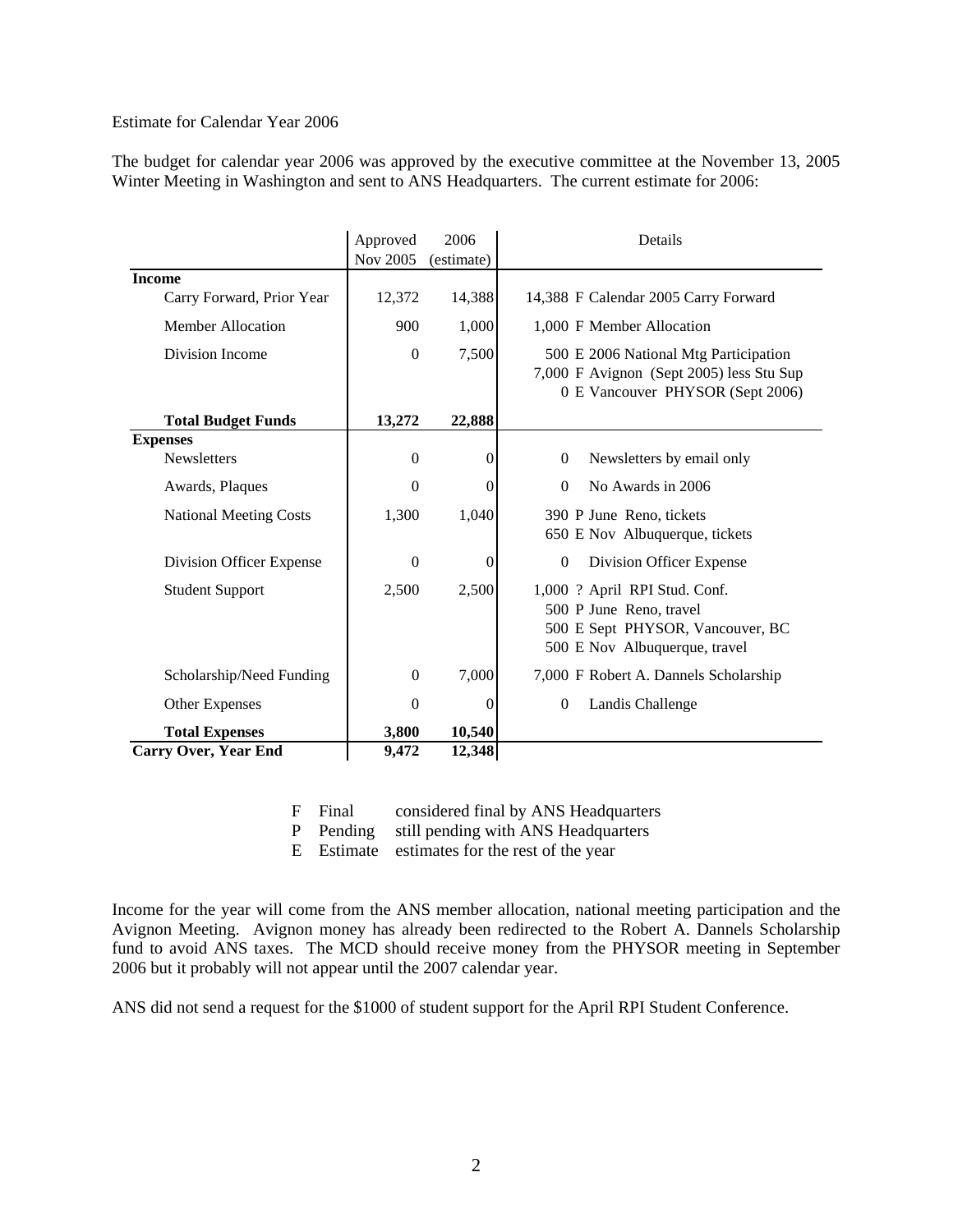Estimate for Calendar Year 2006

The budget for calendar year 2006 was approved by the executive committee at the November 13, 2005 Winter Meeting in Washington and sent to ANS Headquarters. The current estimate for 2006:

| | Approved Nov 2005 | 2006 (estimate) | Details |
|---|---|---|---|
| **Income** | | | |
| Carry Forward, Prior Year | 12,372 | 14,388 | 14,388 F Calendar 2005 Carry Forward |
| Member Allocation | 900 | 1,000 | 1,000 F Member Allocation |
| Division Income | 0 | 7,500 | 500 E 2006 National Mtg Participation<br>7,000 F Avignon (Sept 2005) less Stu Sup<br>0 E Vancouver PHYSOR (Sept 2006) |
| **Total Budget Funds** | **13,272** | **22,888** | |
| **Expenses** | | | |
| Newsletters | 0 | 0 | 0 Newsletters by email only |
| Awards, Plaques | 0 | 0 | 0 No Awards in 2006 |
| National Meeting Costs | 1,300 | 1,040 | 390 P June Reno, tickets<br>650 E Nov Albuquerque, tickets |
| Division Officer Expense | 0 | 0 | 0 Division Officer Expense |
| Student Support | 2,500 | 2,500 | 1,000 ? April RPI Stud. Conf.<br>500 P June Reno, travel<br>500 E Sept PHYSOR, Vancouver, BC<br>500 E Nov Albuquerque, travel |
| Scholarship/Need Funding | 0 | 7,000 | 7,000 F Robert A. Dannels Scholarship |
| Other Expenses | 0 | 0 | 0 Landis Challenge |
| **Total Expenses** | **3,800** | **10,540** | |
| **Carry Over, Year End** | **9,472** | **12,348** | |

F Final considered final by ANS Headquarters
P Pending still pending with ANS Headquarters
E Estimate estimates for the rest of the year

Income for the year will come from the ANS member allocation, national meeting participation and the Avignon Meeting. Avignon money has already been redirected to the Robert A. Dannels Scholarship fund to avoid ANS taxes. The MCD should receive money from the PHYSOR meeting in September 2006 but it probably will not appear until the 2007 calendar year.

ANS did not send a request for the $1000 of student support for the April RPI Student Conference.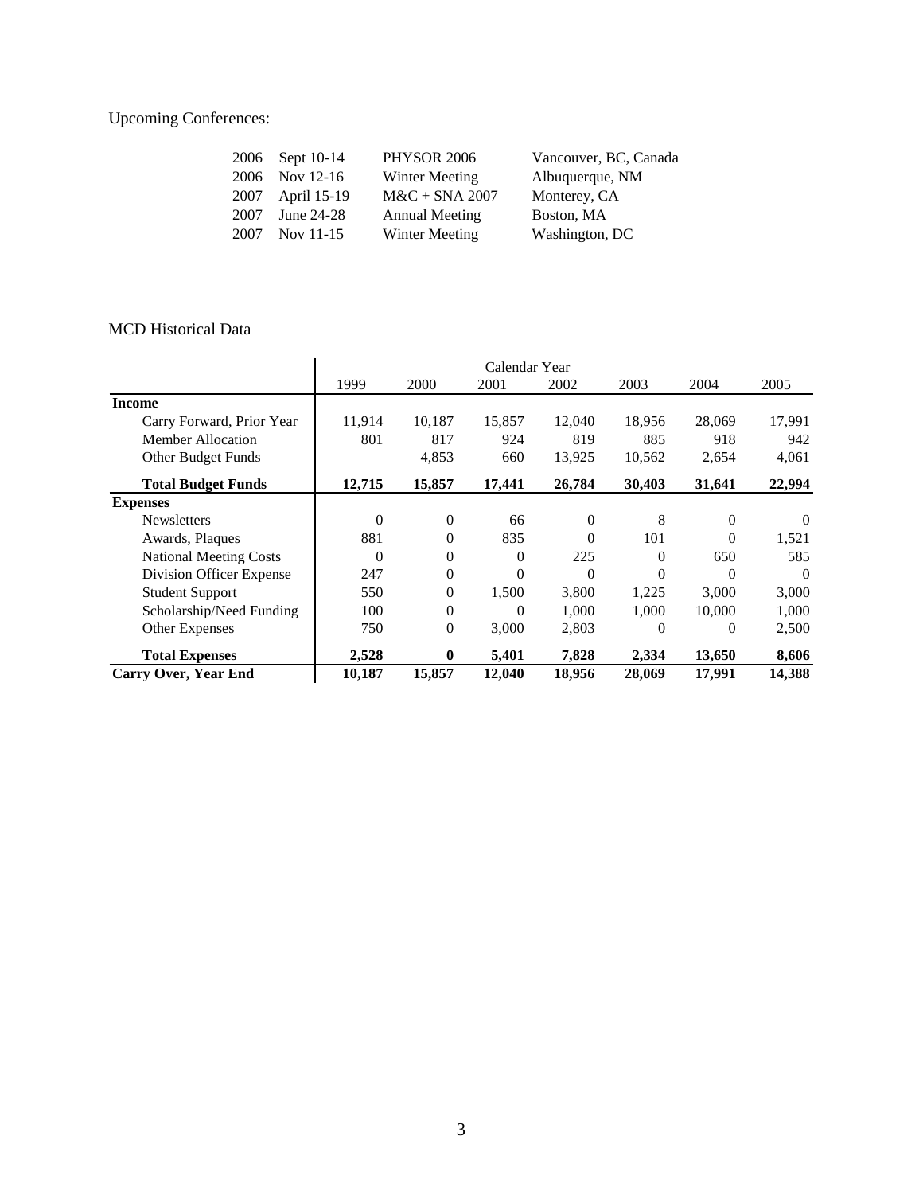Upcoming Conferences:

| | | | |
|---|---|---|---|
| 2006 | Sept 10-14 | PHYSOR 2006 | Vancouver, BC, Canada |
| 2006 | Nov 12-16 | Winter Meeting | Albuquerque, NM |
| 2007 | April 15-19 | M&C + SNA 2007 | Monterey, CA |
| 2007 | June 24-28 | Annual Meeting | Boston, MA |
| 2007 | Nov 11-15 | Winter Meeting | Washington, DC |

MCD Historical Data

| | Calendar Year | | | | | | |
|---|---|---|---|---|---|---|---|
| | 1999 | 2000 | 2001 | 2002 | 2003 | 2004 | 2005 |
| **Income** | | | | | | | |
| Carry Forward, Prior Year | 11,914 | 10,187 | 15,857 | 12,040 | 18,956 | 28,069 | 17,991 |
| Member Allocation | 801 | 817 | 924 | 819 | 885 | 918 | 942 |
| Other Budget Funds | | 4,853 | 660 | 13,925 | 10,562 | 2,654 | 4,061 |
| **Total Budget Funds** | **12,715** | **15,857** | **17,441** | **26,784** | **30,403** | **31,641** | **22,994** |
| **Expenses** | | | | | | | |
| Newsletters | 0 | 0 | 66 | 0 | 8 | 0 | 0 |
| Awards, Plaques | 881 | 0 | 835 | 0 | 101 | 0 | 1,521 |
| National Meeting Costs | 0 | 0 | 0 | 225 | 0 | 650 | 585 |
| Division Officer Expense | 247 | 0 | 0 | 0 | 0 | 0 | 0 |
| Student Support | 550 | 0 | 1,500 | 3,800 | 1,225 | 3,000 | 3,000 |
| Scholarship/Need Funding | 100 | 0 | 0 | 1,000 | 1,000 | 10,000 | 1,000 |
| Other Expenses | 750 | 0 | 3,000 | 2,803 | 0 | 0 | 2,500 |
| **Total Expenses** | **2,528** | **0** | **5,401** | **7,828** | **2,334** | **13,650** | **8,606** |
| **Carry Over, Year End** | **10,187** | **15,857** | **12,040** | **18,956** | **28,069** | **17,991** | **14,388** |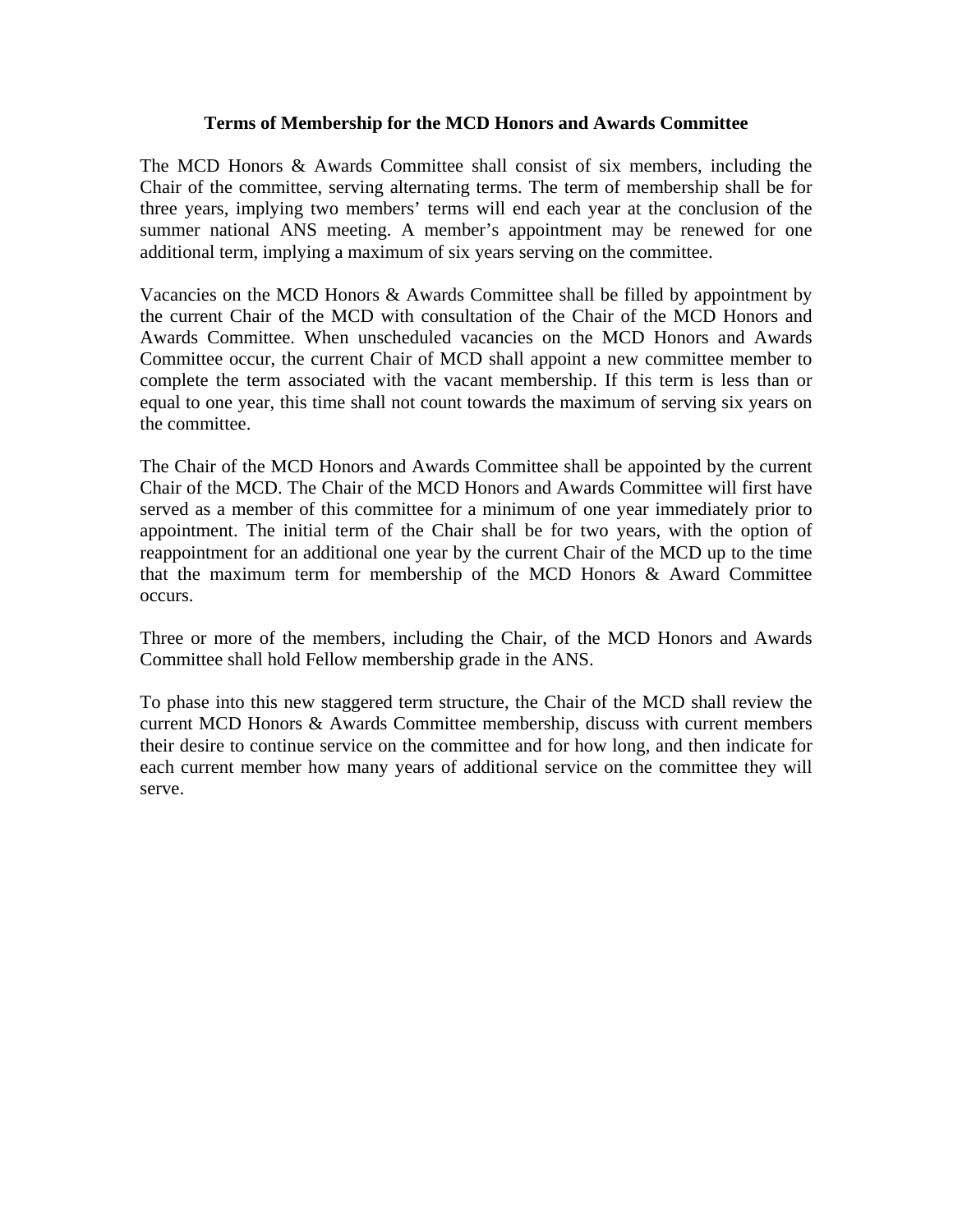## Terms of Membership for the MCD Honors and Awards Committee

The MCD Honors & Awards Committee shall consist of six members, including the Chair of the committee, serving alternating terms. The term of membership shall be for three years, implying two members' terms will end each year at the conclusion of the summer national ANS meeting. A member's appointment may be renewed for one additional term, implying a maximum of six years serving on the committee.

Vacancies on the MCD Honors & Awards Committee shall be filled by appointment by the current Chair of the MCD with consultation of the Chair of the MCD Honors and Awards Committee. When unscheduled vacancies on the MCD Honors and Awards Committee occur, the current Chair of MCD shall appoint a new committee member to complete the term associated with the vacant membership. If this term is less than or equal to one year, this time shall not count towards the maximum of serving six years on the committee.

The Chair of the MCD Honors and Awards Committee shall be appointed by the current Chair of the MCD. The Chair of the MCD Honors and Awards Committee will first have served as a member of this committee for a minimum of one year immediately prior to appointment. The initial term of the Chair shall be for two years, with the option of reappointment for an additional one year by the current Chair of the MCD up to the time that the maximum term for membership of the MCD Honors & Award Committee occurs.

Three or more of the members, including the Chair, of the MCD Honors and Awards Committee shall hold Fellow membership grade in the ANS.

To phase into this new staggered term structure, the Chair of the MCD shall review the current MCD Honors & Awards Committee membership, discuss with current members their desire to continue service on the committee and for how long, and then indicate for each current member how many years of additional service on the committee they will serve.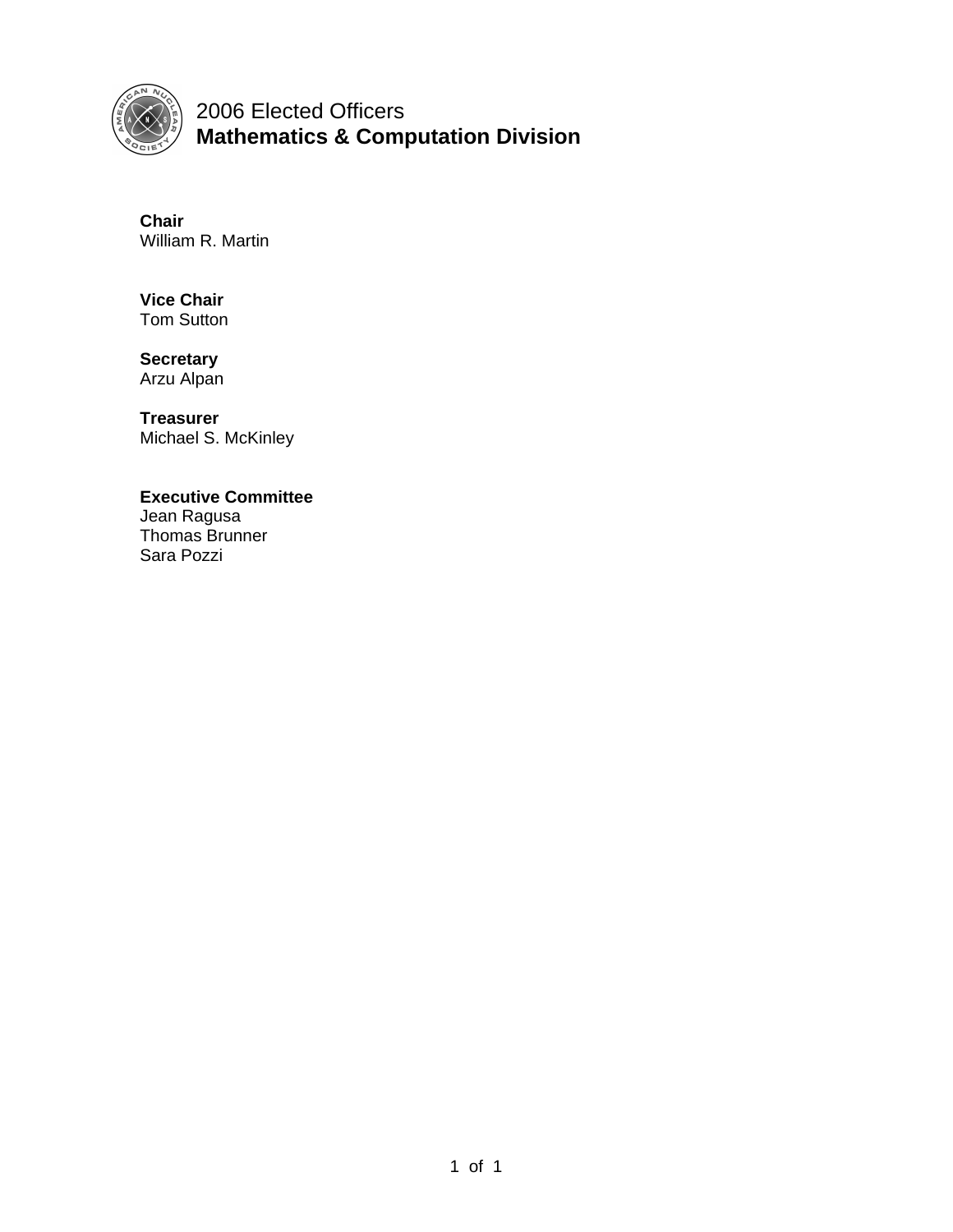# 2006 Elected Officers
## Mathematics & Computation Division

**Chair**
William R. Martin

**Vice Chair**
Tom Sutton

**Secretary**
Arzu Alpan

**Treasurer**
Michael S. McKinley

**Executive Committee**
Jean Ragusa
Thomas Brunner
Sara Pozzi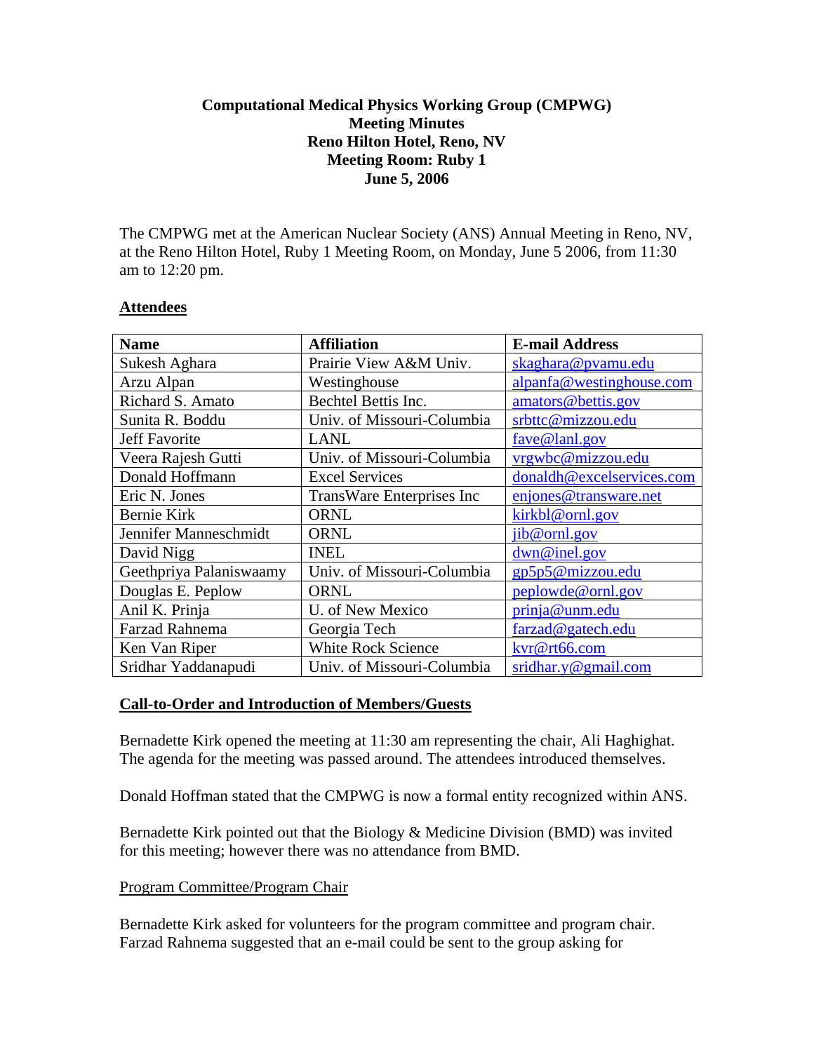**Computational Medical Physics Working Group (CMPWG)**
**Meeting Minutes**
**Reno Hilton Hotel, Reno, NV**
**Meeting Room: Ruby 1**
**June 5, 2006**

The CMPWG met at the American Nuclear Society (ANS) Annual Meeting in Reno, NV, at the Reno Hilton Hotel, Ruby 1 Meeting Room, on Monday, June 5 2006, from 11:30 am to 12:20 pm.

## Attendees

| Name | Affiliation | E-mail Address |
|---|---|---|
| Sukesh Aghara | Prairie View A&M Univ. | skaghara@pvamu.edu |
| Arzu Alpan | Westinghouse | alpanfa@westinghouse.com |
| Richard S. Amato | Bechtel Bettis Inc. | amators@bettis.gov |
| Sunita R. Boddu | Univ. of Missouri-Columbia | srbttc@mizzou.edu |
| Jeff Favorite | LANL | fave@lanl.gov |
| Veera Rajesh Gutti | Univ. of Missouri-Columbia | vrgwbc@mizzou.edu |
| Donald Hoffmann | Excel Services | donaldh@excelservices.com |
| Eric N. Jones | TransWare Enterprises Inc | enjones@transware.net |
| Bernie Kirk | ORNL | kirkbl@ornl.gov |
| Jennifer Manneschmidt | ORNL | jib@ornl.gov |
| David Nigg | INEL | dwn@inel.gov |
| Geethpriya Palaniswaamy | Univ. of Missouri-Columbia | gp5p5@mizzou.edu |
| Douglas E. Peplow | ORNL | peplowde@ornl.gov |
| Anil K. Prinja | U. of New Mexico | prinja@unm.edu |
| Farzad Rahnema | Georgia Tech | farzad@gatech.edu |
| Ken Van Riper | White Rock Science | kvr@rt66.com |
| Sridhar Yaddanapudi | Univ. of Missouri-Columbia | sridhar.y@gmail.com |

## Call-to-Order and Introduction of Members/Guests

Bernadette Kirk opened the meeting at 11:30 am representing the chair, Ali Haghighat. The agenda for the meeting was passed around. The attendees introduced themselves.

Donald Hoffman stated that the CMPWG is now a formal entity recognized within ANS.

Bernadette Kirk pointed out that the Biology & Medicine Division (BMD) was invited for this meeting; however there was no attendance from BMD.

### Program Committee/Program Chair

Bernadette Kirk asked for volunteers for the program committee and program chair. Farzad Rahnema suggested that an e-mail could be sent to the group asking for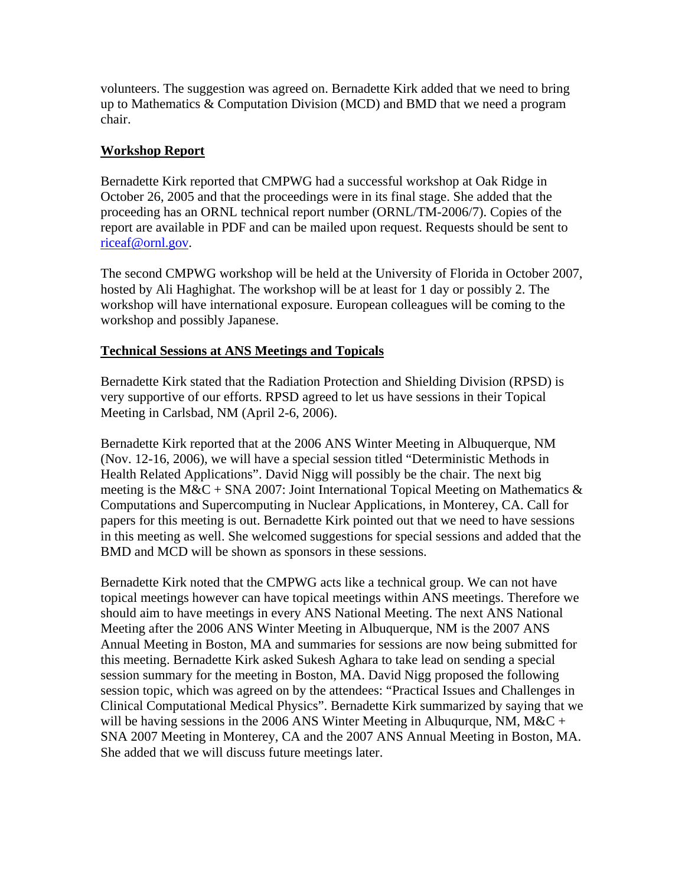volunteers. The suggestion was agreed on. Bernadette Kirk added that we need to bring up to Mathematics & Computation Division (MCD) and BMD that we need a program chair.

**Workshop Report**

Bernadette Kirk reported that CMPWG had a successful workshop at Oak Ridge in October 26, 2005 and that the proceedings were in its final stage. She added that the proceeding has an ORNL technical report number (ORNL/TM-2006/7). Copies of the report are available in PDF and can be mailed upon request. Requests should be sent to riceaf@ornl.gov.

The second CMPWG workshop will be held at the University of Florida in October 2007, hosted by Ali Haghighat. The workshop will be at least for 1 day or possibly 2. The workshop will have international exposure. European colleagues will be coming to the workshop and possibly Japanese.

**Technical Sessions at ANS Meetings and Topicals**

Bernadette Kirk stated that the Radiation Protection and Shielding Division (RPSD) is very supportive of our efforts. RPSD agreed to let us have sessions in their Topical Meeting in Carlsbad, NM (April 2-6, 2006).

Bernadette Kirk reported that at the 2006 ANS Winter Meeting in Albuquerque, NM (Nov. 12-16, 2006), we will have a special session titled "Deterministic Methods in Health Related Applications". David Nigg will possibly be the chair. The next big meeting is the M&C + SNA 2007: Joint International Topical Meeting on Mathematics & Computations and Supercomputing in Nuclear Applications, in Monterey, CA. Call for papers for this meeting is out. Bernadette Kirk pointed out that we need to have sessions in this meeting as well. She welcomed suggestions for special sessions and added that the BMD and MCD will be shown as sponsors in these sessions.

Bernadette Kirk noted that the CMPWG acts like a technical group. We can not have topical meetings however can have topical meetings within ANS meetings. Therefore we should aim to have meetings in every ANS National Meeting. The next ANS National Meeting after the 2006 ANS Winter Meeting in Albuquerque, NM is the 2007 ANS Annual Meeting in Boston, MA and summaries for sessions are now being submitted for this meeting. Bernadette Kirk asked Sukesh Aghara to take lead on sending a special session summary for the meeting in Boston, MA. David Nigg proposed the following session topic, which was agreed on by the attendees: "Practical Issues and Challenges in Clinical Computational Medical Physics". Bernadette Kirk summarized by saying that we will be having sessions in the 2006 ANS Winter Meeting in Albuqurque, NM, M&C + SNA 2007 Meeting in Monterey, CA and the 2007 ANS Annual Meeting in Boston, MA. She added that we will discuss future meetings later.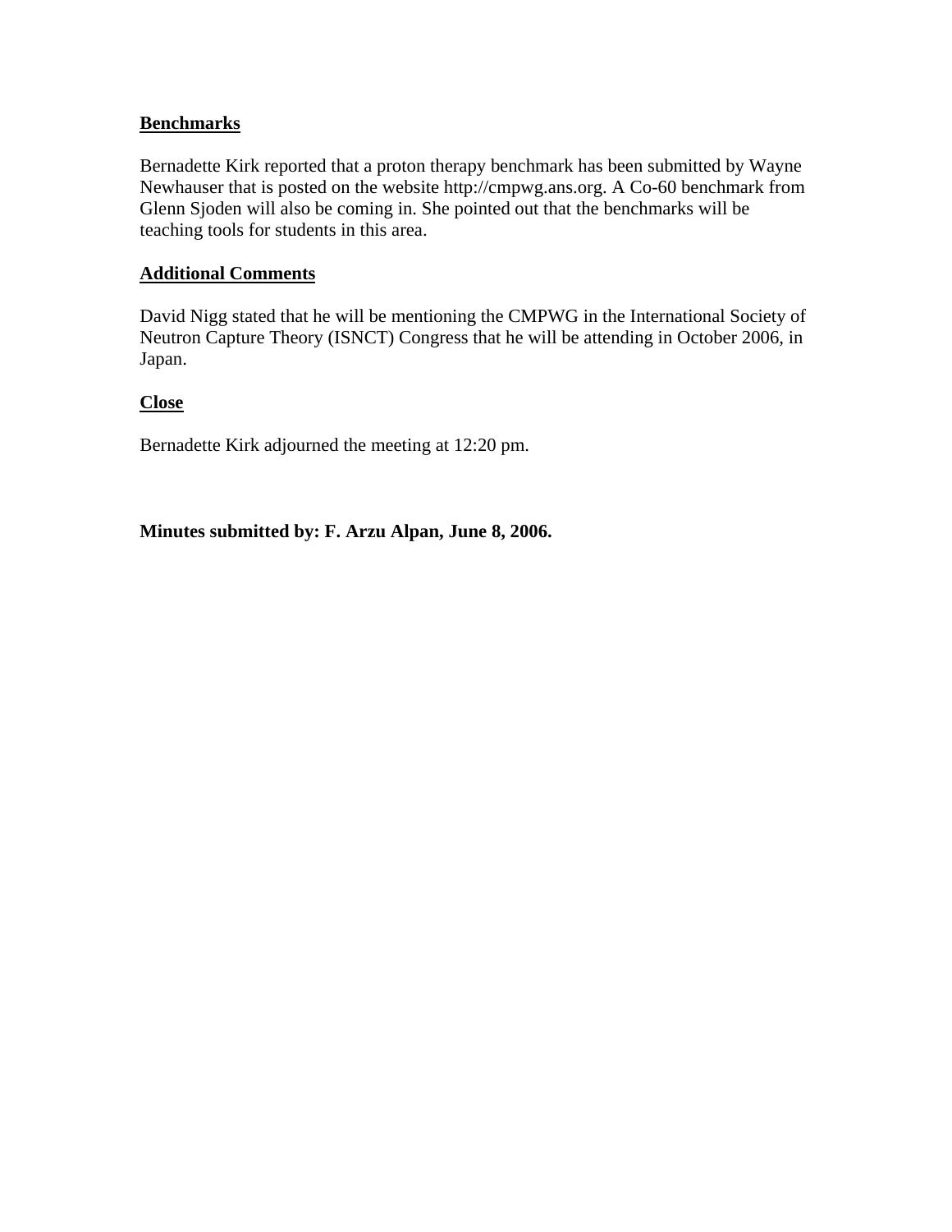## Benchmarks

Bernadette Kirk reported that a proton therapy benchmark has been submitted by Wayne Newhauser that is posted on the website http://cmpwg.ans.org. A Co-60 benchmark from Glenn Sjoden will also be coming in. She pointed out that the benchmarks will be teaching tools for students in this area.

## Additional Comments

David Nigg stated that he will be mentioning the CMPWG in the International Society of Neutron Capture Theory (ISNCT) Congress that he will be attending in October 2006, in Japan.

## Close

Bernadette Kirk adjourned the meeting at 12:20 pm.

**Minutes submitted by: F. Arzu Alpan, June 8, 2006.**